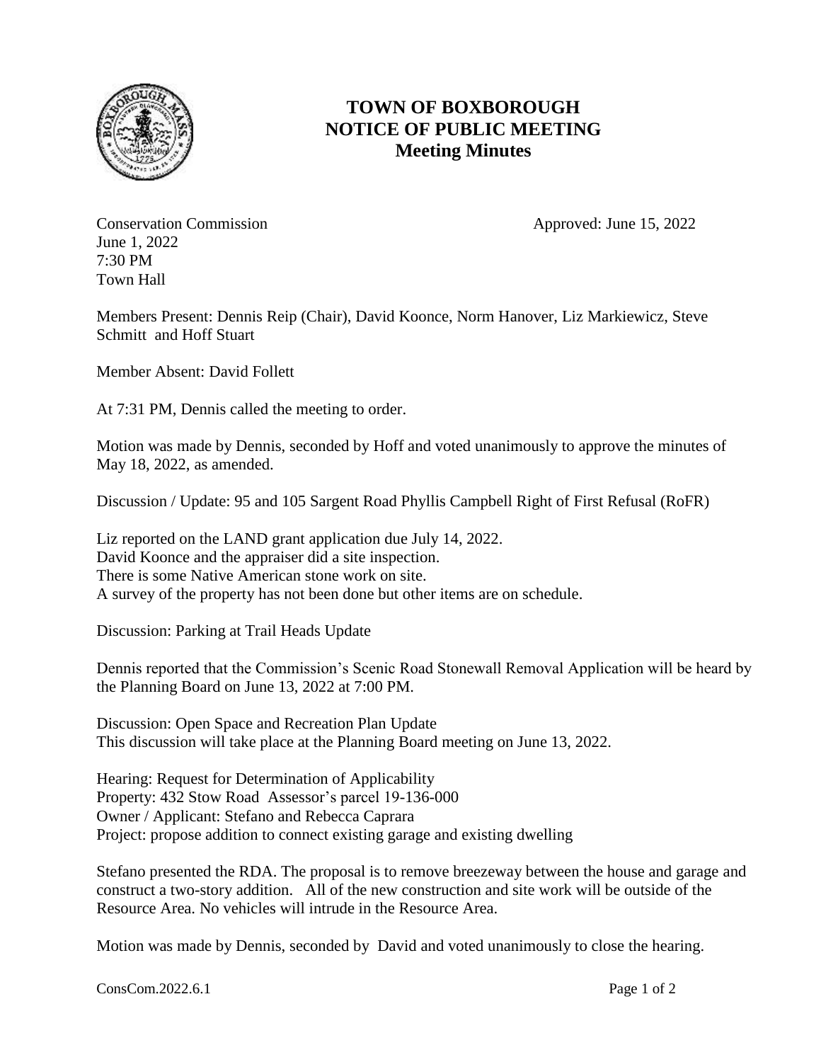# TOWN OF BOXBOROUGH
# NOTICE OF PUBLIC MEETING
# Meeting Minutes

Conservation Commission
June 1, 2022
7:30 PM
Town Hall

Approved: June 15, 2022

Members Present: Dennis Reip (Chair), David Koonce, Norm Hanover, Liz Markiewicz, Steve Schmitt and Hoff Stuart

Member Absent: David Follett

At 7:31 PM, Dennis called the meeting to order.

Motion was made by Dennis, seconded by Hoff and voted unanimously to approve the minutes of May 18, 2022, as amended.

Discussion / Update: 95 and 105 Sargent Road Phyllis Campbell Right of First Refusal (RoFR)

Liz reported on the LAND grant application due July 14, 2022.
David Koonce and the appraiser did a site inspection.
There is some Native American stone work on site.
A survey of the property has not been done but other items are on schedule.

Discussion: Parking at Trail Heads Update

Dennis reported that the Commission's Scenic Road Stonewall Removal Application will be heard by the Planning Board on June 13, 2022 at 7:00 PM.

Discussion: Open Space and Recreation Plan Update
This discussion will take place at the Planning Board meeting on June 13, 2022.

Hearing: Request for Determination of Applicability
Property: 432 Stow Road Assessor's parcel 19-136-000
Owner / Applicant: Stefano and Rebecca Caprara
Project: propose addition to connect existing garage and existing dwelling

Stefano presented the RDA. The proposal is to remove breezeway between the house and garage and construct a two-story addition. All of the new construction and site work will be outside of the Resource Area. No vehicles will intrude in the Resource Area.

Motion was made by Dennis, seconded by David and voted unanimously to close the hearing.

ConsCom.2022.6.1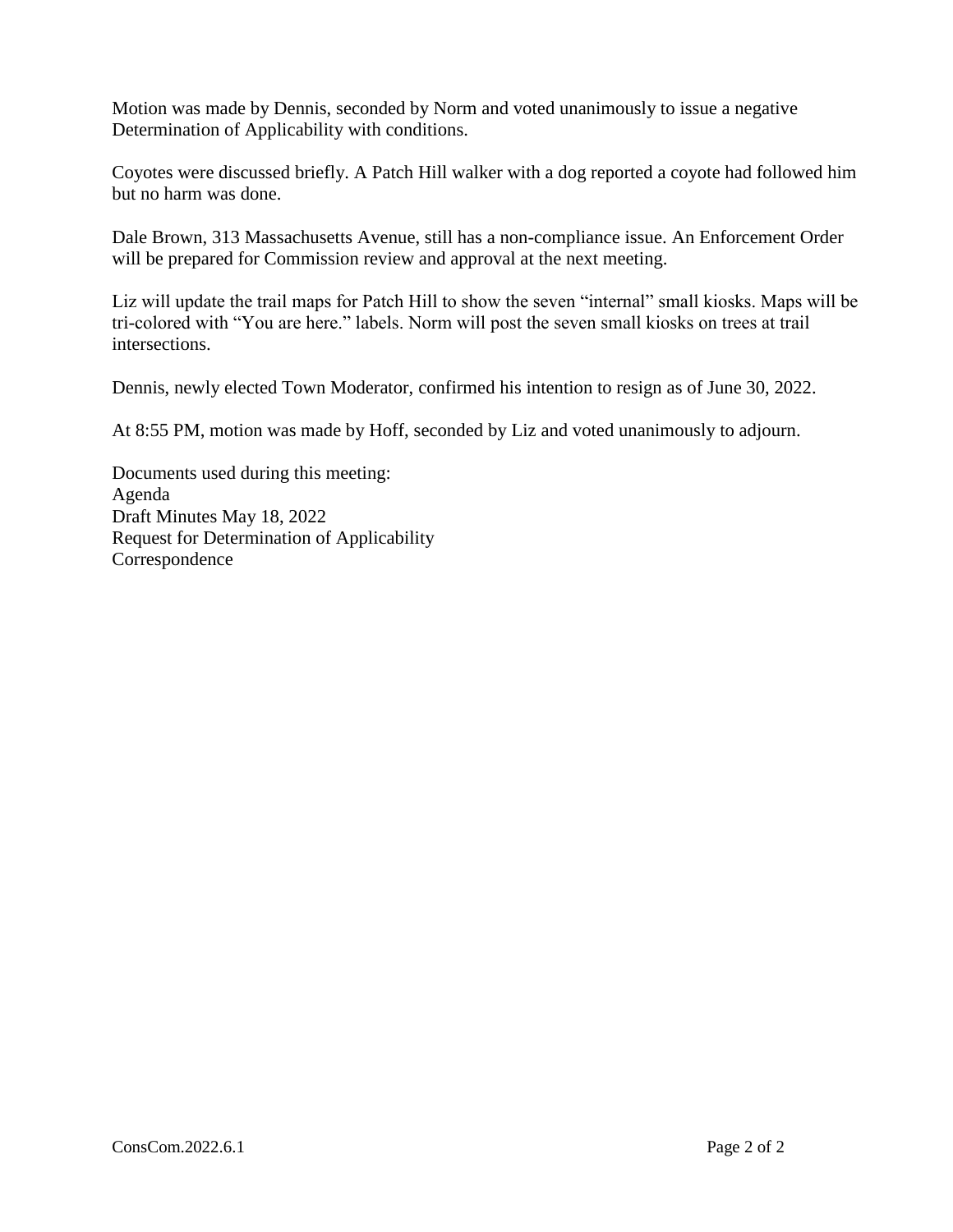Motion was made by Dennis, seconded by Norm and voted unanimously to issue a negative Determination of Applicability with conditions.

Coyotes were discussed briefly. A Patch Hill walker with a dog reported a coyote had followed him but no harm was done.

Dale Brown, 313 Massachusetts Avenue, still has a non-compliance issue. An Enforcement Order will be prepared for Commission review and approval at the next meeting.

Liz will update the trail maps for Patch Hill to show the seven "internal" small kiosks. Maps will be tri-colored with "You are here." labels. Norm will post the seven small kiosks on trees at trail intersections.

Dennis, newly elected Town Moderator, confirmed his intention to resign as of June 30, 2022.

At 8:55 PM, motion was made by Hoff, seconded by Liz and voted unanimously to adjourn.

Documents used during this meeting:
Agenda
Draft Minutes May 18, 2022
Request for Determination of Applicability
Correspondence

ConsCom.2022.6.1